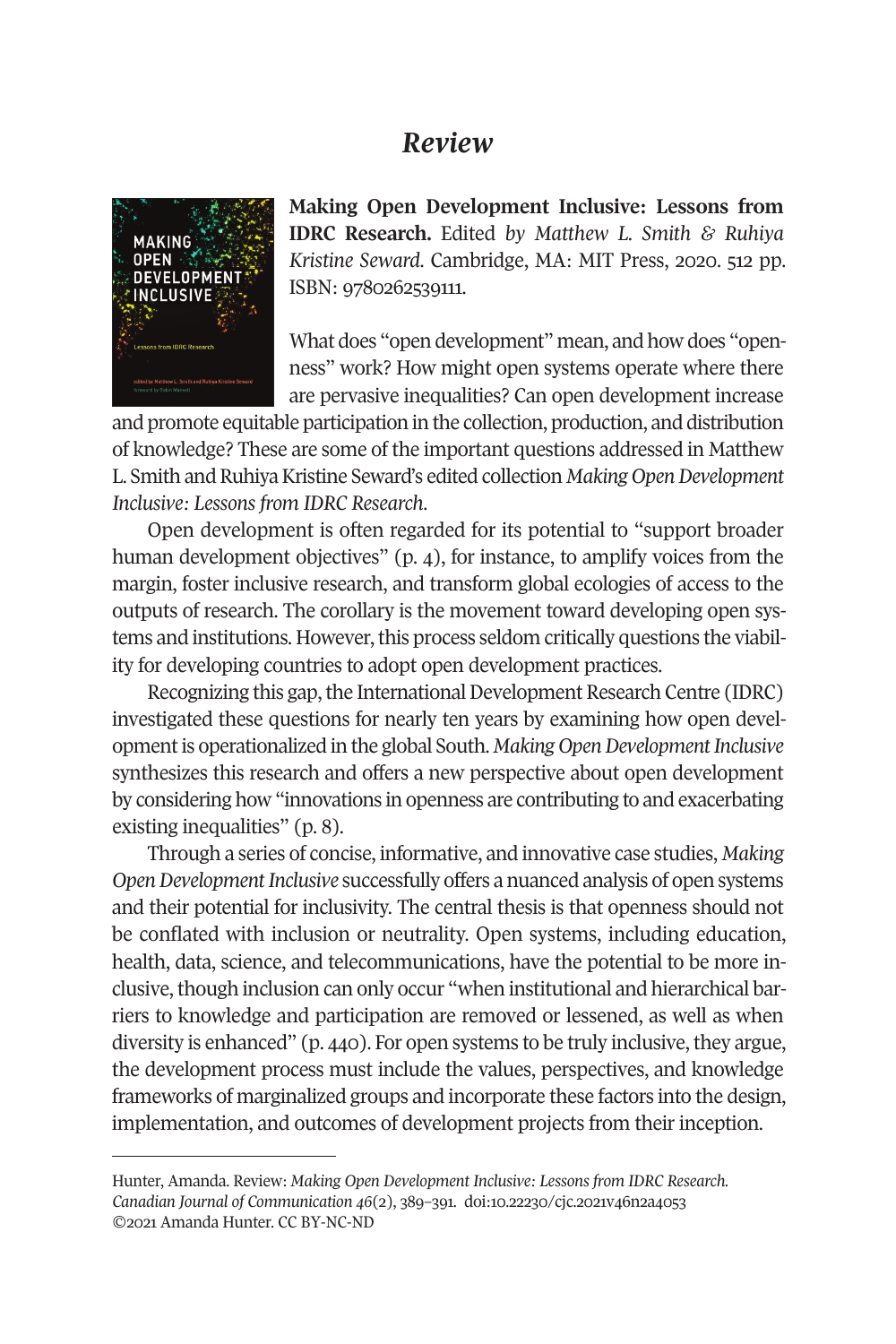# *Review*

**Making Open Development Inclusive: Lessons from IDRC Research.** Edited *by Matthew L. Smith & Ruhiya Kristine Seward.* Cambridge, MA: MIT Press, 2020. 512 pp. ISBN: 9780262539111.

What does "open development" mean, and how does "openness" work? How might open systems operate where there are pervasive inequalities? Can open development increase and promote equitable participation in the collection, production, and distribution of knowledge? These are some of the important questions addressed in Matthew L. Smith and Ruhiya Kristine Seward's edited collection *Making Open Development Inclusive: Lessons from IDRC Research.*

Open development is often regarded for its potential to "support broader human development objectives" (p. 4), for instance, to amplify voices from the margin, foster inclusive research, and transform global ecologies of access to the outputs of research. The corollary is the movement toward developing open systems and institutions. However, this process seldom critically questions the viability for developing countries to adopt open development practices.

Recognizing this gap, the International Development Research Centre (IDRC) investigated these questions for nearly ten years by examining how open development is operationalized in the global South. *Making Open Development Inclusive* synthesizes this research and offers a new perspective about open development by considering how "innovations in openness are contributing to and exacerbating existing inequalities" (p. 8).

Through a series of concise, informative, and innovative case studies, *Making Open Development Inclusive* successfully offers a nuanced analysis of open systems and their potential for inclusivity. The central thesis is that openness should not be conflated with inclusion or neutrality. Open systems, including education, health, data, science, and telecommunications, have the potential to be more inclusive, though inclusion can only occur "when institutional and hierarchical barriers to knowledge and participation are removed or lessened, as well as when diversity is enhanced" (p. 440). For open systems to be truly inclusive, they argue, the development process must include the values, perspectives, and knowledge frameworks of marginalized groups and incorporate these factors into the design, implementation, and outcomes of development projects from their inception.

---

Hunter, Amanda. Review: *Making Open Development Inclusive: Lessons from IDRC Research. Canadian Journal of Communication 46*(2), 389–391. doi:10.22230/cjc.2021v46n2a4053
©2021 Amanda Hunter. CC BY-NC-ND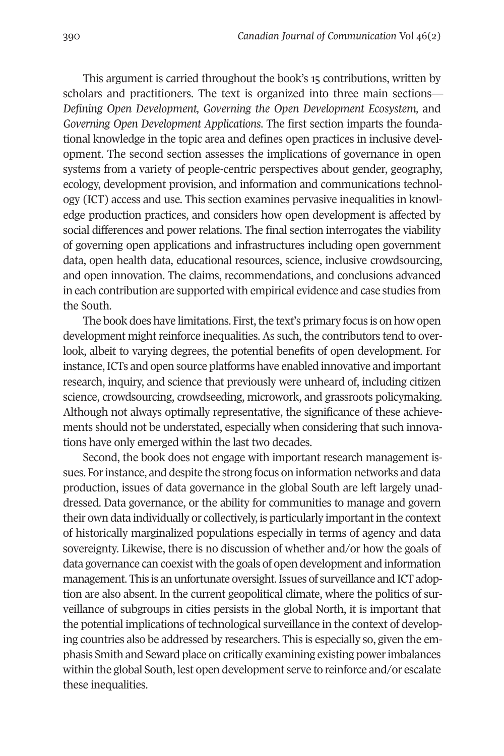This argument is carried throughout the book's 15 contributions, written by scholars and practitioners. The text is organized into three main sections—*Defining Open Development, Governing the Open Development Ecosystem,* and *Governing Open Development Applications*. The first section imparts the foundational knowledge in the topic area and defines open practices in inclusive development. The second section assesses the implications of governance in open systems from a variety of people-centric perspectives about gender, geography, ecology, development provision, and information and communications technology (ICT) access and use. This section examines pervasive inequalities in knowledge production practices, and considers how open development is affected by social differences and power relations. The final section interrogates the viability of governing open applications and infrastructures including open government data, open health data, educational resources, science, inclusive crowdsourcing, and open innovation. The claims, recommendations, and conclusions advanced in each contribution are supported with empirical evidence and case studies from the South.

The book does have limitations. First, the text's primary focus is on how open development might reinforce inequalities. As such, the contributors tend to overlook, albeit to varying degrees, the potential benefits of open development. For instance, ICTs and open source platforms have enabled innovative and important research, inquiry, and science that previously were unheard of, including citizen science, crowdsourcing, crowdseeding, microwork, and grassroots policymaking. Although not always optimally representative, the significance of these achievements should not be understated, especially when considering that such innovations have only emerged within the last two decades.

Second, the book does not engage with important research management issues. For instance, and despite the strong focus on information networks and data production, issues of data governance in the global South are left largely unaddressed. Data governance, or the ability for communities to manage and govern their own data individually or collectively, is particularly important in the context of historically marginalized populations especially in terms of agency and data sovereignty. Likewise, there is no discussion of whether and/or how the goals of data governance can coexist with the goals of open development and information management. This is an unfortunate oversight. Issues of surveillance and ICT adoption are also absent. In the current geopolitical climate, where the politics of surveillance of subgroups in cities persists in the global North, it is important that the potential implications of technological surveillance in the context of developing countries also be addressed by researchers. This is especially so, given the emphasis Smith and Seward place on critically examining existing power imbalances within the global South, lest open development serve to reinforce and/or escalate these inequalities.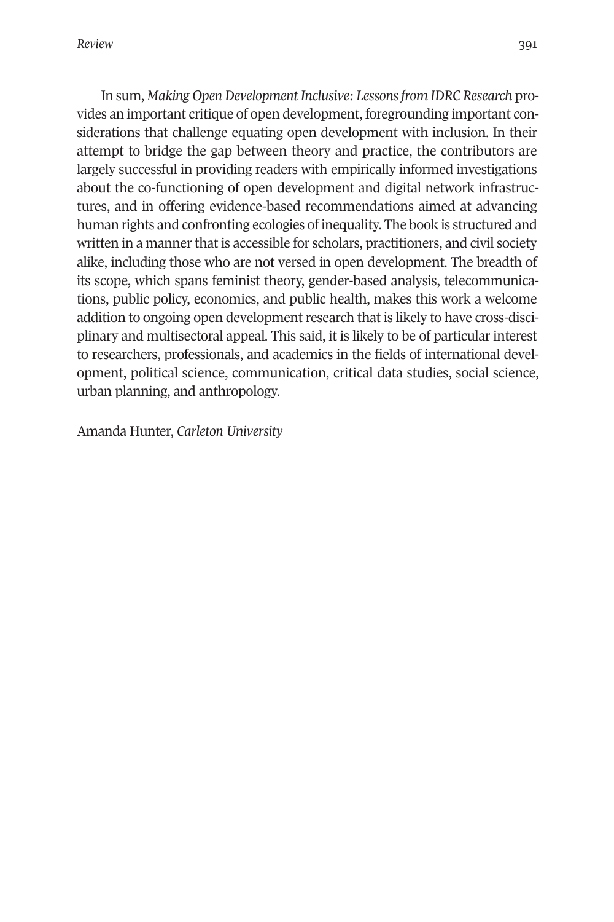In sum, *Making Open Development Inclusive: Lessons from IDRC Research* provides an important critique of open development, foregrounding important considerations that challenge equating open development with inclusion. In their attempt to bridge the gap between theory and practice, the contributors are largely successful in providing readers with empirically informed investigations about the co-functioning of open development and digital network infrastructures, and in offering evidence-based recommendations aimed at advancing human rights and confronting ecologies of inequality. The book is structured and written in a manner that is accessible for scholars, practitioners, and civil society alike, including those who are not versed in open development. The breadth of its scope, which spans feminist theory, gender-based analysis, telecommunications, public policy, economics, and public health, makes this work a welcome addition to ongoing open development research that is likely to have cross-disciplinary and multisectoral appeal. This said, it is likely to be of particular interest to researchers, professionals, and academics in the fields of international development, political science, communication, critical data studies, social science, urban planning, and anthropology.

Amanda Hunter, *Carleton University*